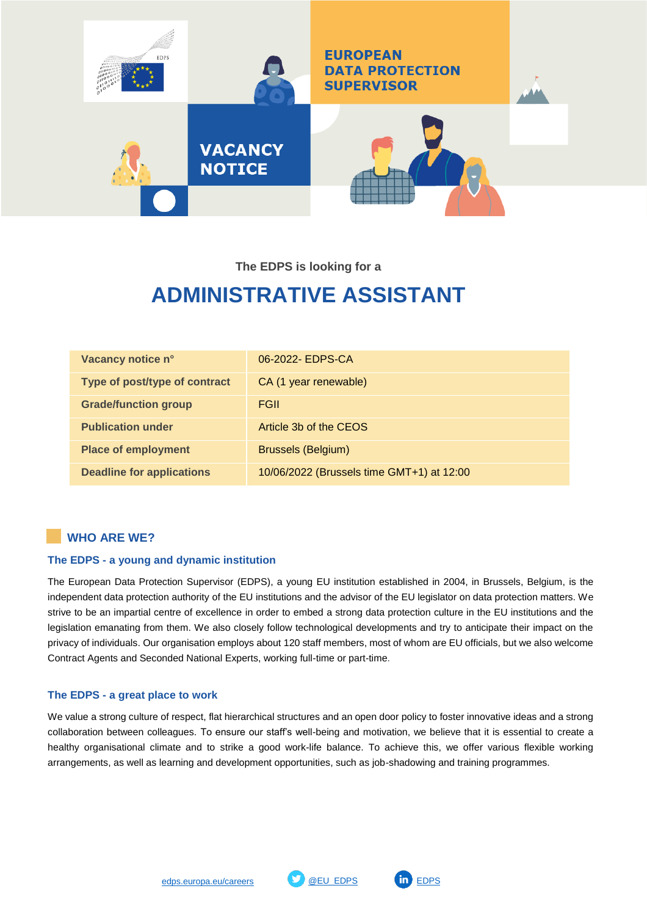EUROPEAN DATA PROTECTION SUPERVISOR

VACANCY NOTICE

The EDPS is looking for a

# ADMINISTRATIVE ASSISTANT

| Vacancy notice n° | 06-2022- EDPS-CA |
|---|---|
| Type of post/type of contract | CA (1 year renewable) |
| Grade/function group | FGII |
| Publication under | Article 3b of the CEOS |
| Place of employment | Brussels (Belgium) |
| Deadline for applications | 10/06/2022 (Brussels time GMT+1) at 12:00 |

## WHO ARE WE?

### The EDPS - a young and dynamic institution

The European Data Protection Supervisor (EDPS), a young EU institution established in 2004, in Brussels, Belgium, is the independent data protection authority of the EU institutions and the advisor of the EU legislator on data protection matters. We strive to be an impartial centre of excellence in order to embed a strong data protection culture in the EU institutions and the legislation emanating from them. We also closely follow technological developments and try to anticipate their impact on the privacy of individuals. Our organisation employs about 120 staff members, most of whom are EU officials, but we also welcome Contract Agents and Seconded National Experts, working full-time or part-time.

### The EDPS - a great place to work

We value a strong culture of respect, flat hierarchical structures and an open door policy to foster innovative ideas and a strong collaboration between colleagues. To ensure our staff's well-being and motivation, we believe that it is essential to create a healthy organisational climate and to strike a good work-life balance. To achieve this, we offer various flexible working arrangements, as well as learning and development opportunities, such as job-shadowing and training programmes.

edps.europa.eu/careers @EU_EDPS EDPS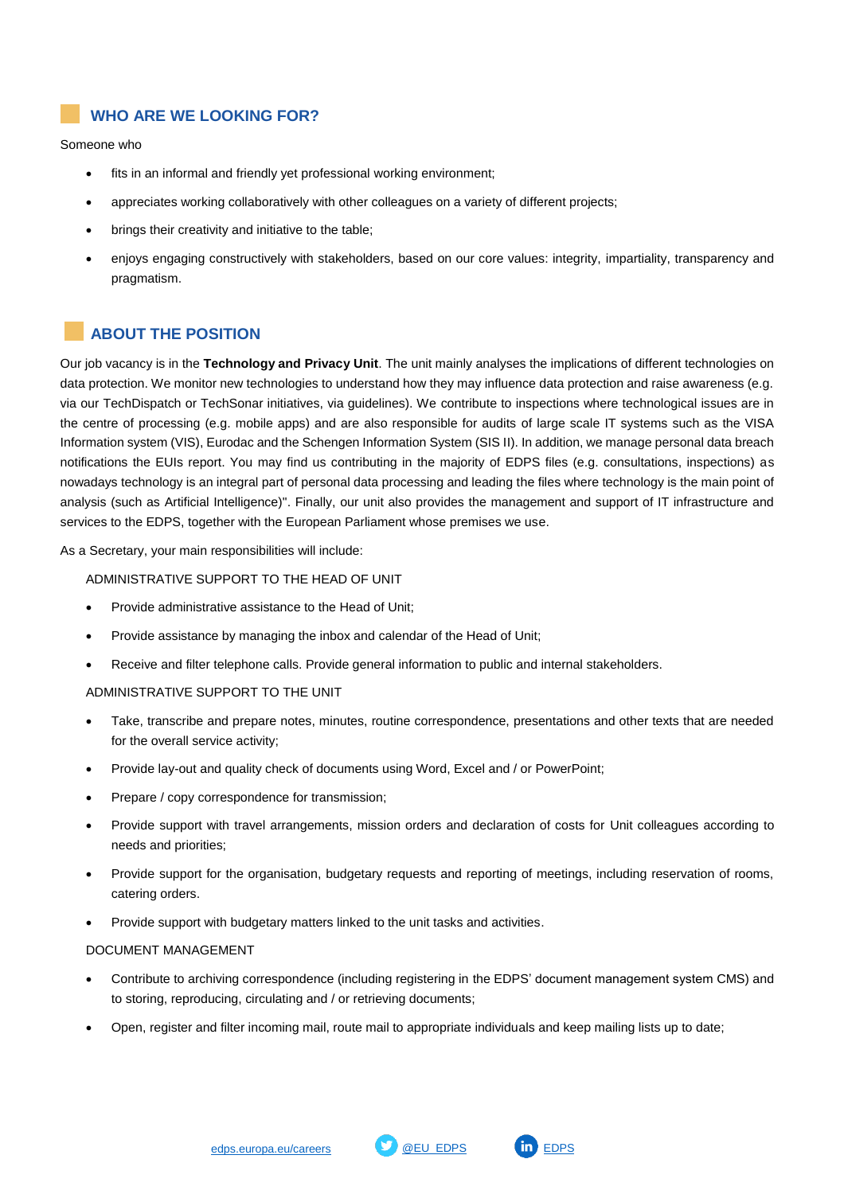## WHO ARE WE LOOKING FOR?

Someone who

- fits in an informal and friendly yet professional working environment;
- appreciates working collaboratively with other colleagues on a variety of different projects;
- brings their creativity and initiative to the table;
- enjoys engaging constructively with stakeholders, based on our core values: integrity, impartiality, transparency and pragmatism.

## ABOUT THE POSITION

Our job vacancy is in the **Technology and Privacy Unit**. The unit mainly analyses the implications of different technologies on data protection. We monitor new technologies to understand how they may influence data protection and raise awareness (e.g. via our TechDispatch or TechSonar initiatives, via guidelines). We contribute to inspections where technological issues are in the centre of processing (e.g. mobile apps) and are also responsible for audits of large scale IT systems such as the VISA Information system (VIS), Eurodac and the Schengen Information System (SIS II). In addition, we manage personal data breach notifications the EUIs report. You may find us contributing in the majority of EDPS files (e.g. consultations, inspections) as nowadays technology is an integral part of personal data processing and leading the files where technology is the main point of analysis (such as Artificial Intelligence)". Finally, our unit also provides the management and support of IT infrastructure and services to the EDPS, together with the European Parliament whose premises we use.

As a Secretary, your main responsibilities will include:

ADMINISTRATIVE SUPPORT TO THE HEAD OF UNIT

- Provide administrative assistance to the Head of Unit;
- Provide assistance by managing the inbox and calendar of the Head of Unit;
- Receive and filter telephone calls. Provide general information to public and internal stakeholders.

ADMINISTRATIVE SUPPORT TO THE UNIT

- Take, transcribe and prepare notes, minutes, routine correspondence, presentations and other texts that are needed for the overall service activity;
- Provide lay-out and quality check of documents using Word, Excel and / or PowerPoint;
- Prepare / copy correspondence for transmission;
- Provide support with travel arrangements, mission orders and declaration of costs for Unit colleagues according to needs and priorities;
- Provide support for the organisation, budgetary requests and reporting of meetings, including reservation of rooms, catering orders.
- Provide support with budgetary matters linked to the unit tasks and activities.

DOCUMENT MANAGEMENT

- Contribute to archiving correspondence (including registering in the EDPS' document management system CMS) and to storing, reproducing, circulating and / or retrieving documents;
- Open, register and filter incoming mail, route mail to appropriate individuals and keep mailing lists up to date;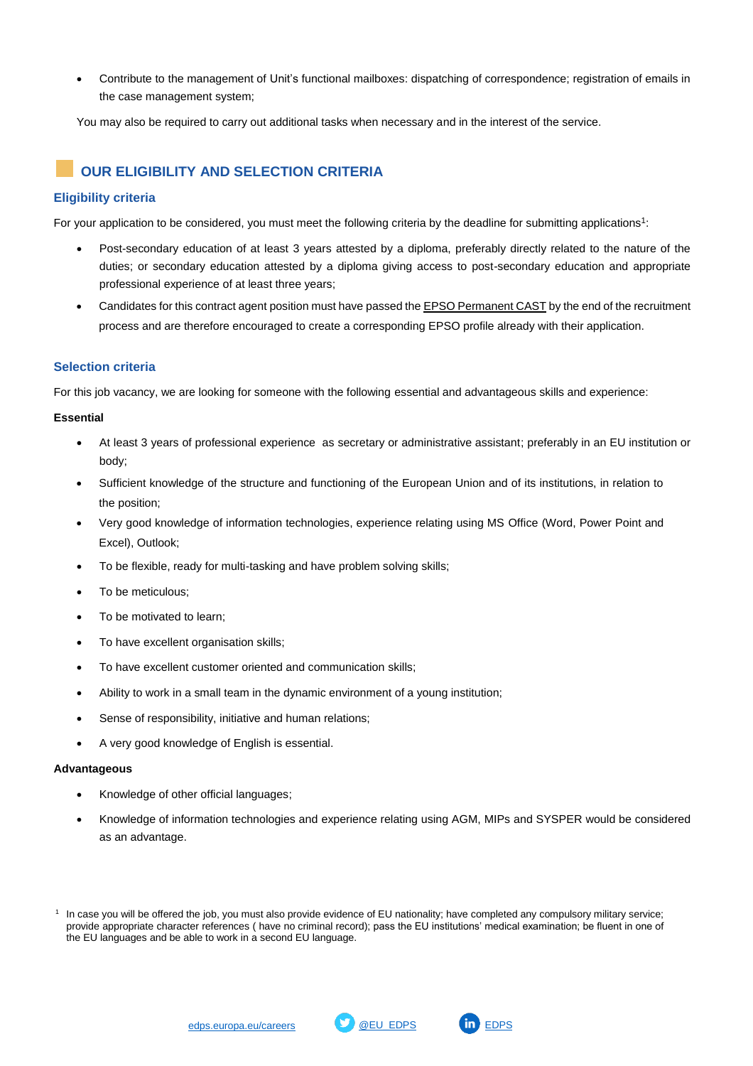- Contribute to the management of Unit's functional mailboxes: dispatching of correspondence; registration of emails in the case management system;

You may also be required to carry out additional tasks when necessary and in the interest of the service.

## OUR ELIGIBILITY AND SELECTION CRITERIA

### Eligibility criteria

For your application to be considered, you must meet the following criteria by the deadline for submitting applications[1]:

- Post-secondary education of at least 3 years attested by a diploma, preferably directly related to the nature of the duties; or secondary education attested by a diploma giving access to post-secondary education and appropriate professional experience of at least three years;
- Candidates for this contract agent position must have passed the EPSO Permanent CAST by the end of the recruitment process and are therefore encouraged to create a corresponding EPSO profile already with their application.

### Selection criteria

For this job vacancy, we are looking for someone with the following essential and advantageous skills and experience:

**Essential**

- At least 3 years of professional experience as secretary or administrative assistant; preferably in an EU institution or body;
- Sufficient knowledge of the structure and functioning of the European Union and of its institutions, in relation to the position;
- Very good knowledge of information technologies, experience relating using MS Office (Word, Power Point and Excel), Outlook;
- To be flexible, ready for multi-tasking and have problem solving skills;
- To be meticulous;
- To be motivated to learn;
- To have excellent organisation skills;
- To have excellent customer oriented and communication skills;
- Ability to work in a small team in the dynamic environment of a young institution;
- Sense of responsibility, initiative and human relations;
- A very good knowledge of English is essential.

**Advantageous**

- Knowledge of other official languages;
- Knowledge of information technologies and experience relating using AGM, MIPs and SYSPER would be considered as an advantage.

[1] In case you will be offered the job, you must also provide evidence of EU nationality; have completed any compulsory military service; provide appropriate character references ( have no criminal record); pass the EU institutions' medical examination; be fluent in one of the EU languages and be able to work in a second EU language.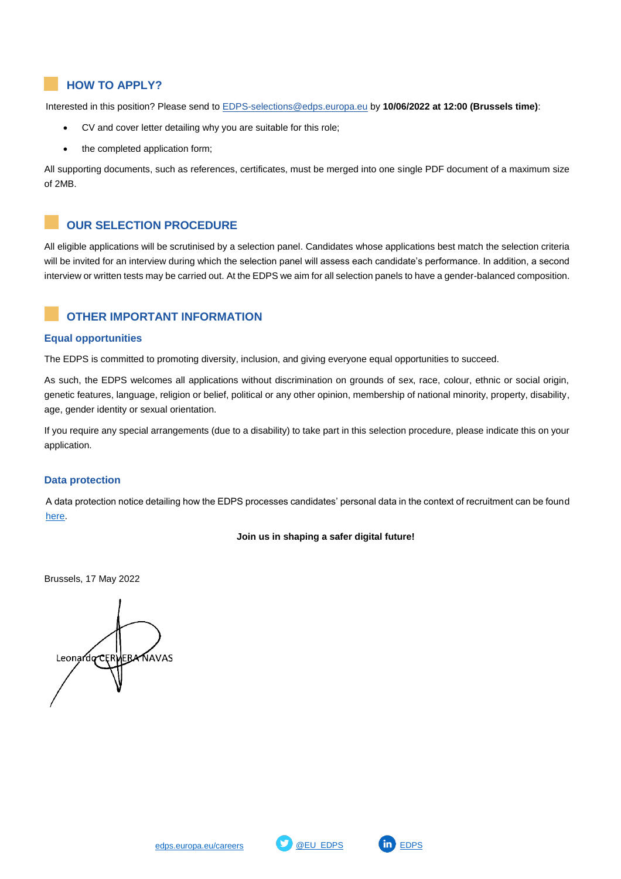## HOW TO APPLY?

Interested in this position? Please send to [EDPS-selections@edps.europa.eu](mailto:EDPS-selections@edps.europa.eu) by **10/06/2022 at 12:00 (Brussels time)**:

- CV and cover letter detailing why you are suitable for this role;
- the completed application form;

All supporting documents, such as references, certificates, must be merged into one single PDF document of a maximum size of 2MB.

## OUR SELECTION PROCEDURE

All eligible applications will be scrutinised by a selection panel. Candidates whose applications best match the selection criteria will be invited for an interview during which the selection panel will assess each candidate's performance. In addition, a second interview or written tests may be carried out. At the EDPS we aim for all selection panels to have a gender-balanced composition.

## OTHER IMPORTANT INFORMATION

### Equal opportunities

The EDPS is committed to promoting diversity, inclusion, and giving everyone equal opportunities to succeed.

As such, the EDPS welcomes all applications without discrimination on grounds of sex, race, colour, ethnic or social origin, genetic features, language, religion or belief, political or any other opinion, membership of national minority, property, disability, age, gender identity or sexual orientation.

If you require any special arrangements (due to a disability) to take part in this selection procedure, please indicate this on your application.

### Data protection

A data protection notice detailing how the EDPS processes candidates' personal data in the context of recruitment can be found here.

**Join us in shaping a safer digital future!**

Brussels, 17 May 2022

Leonardo CERVERA NAVAS

edps.europa.eu/careers @EU_EDPS EDPS